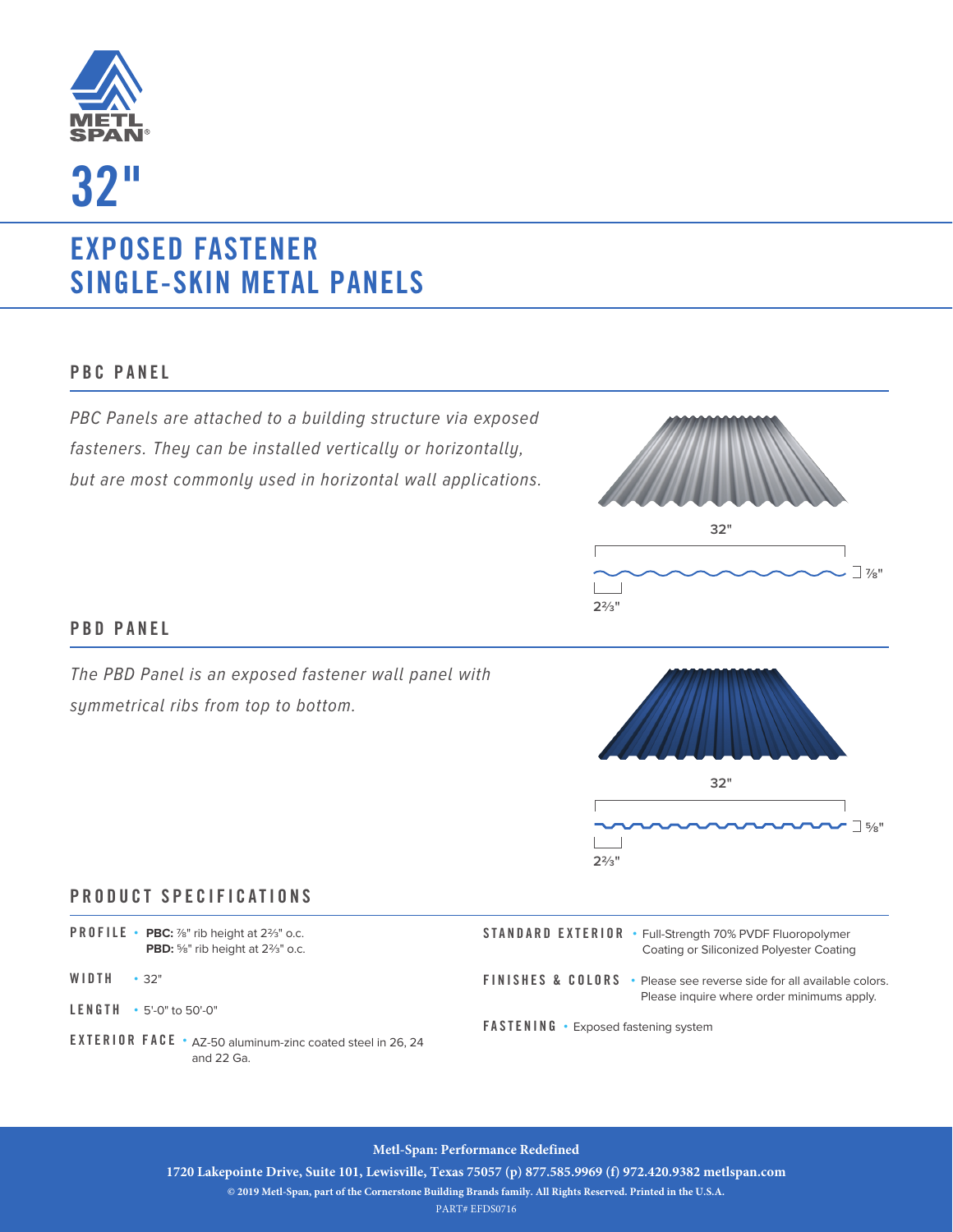# 32"

## EXPOSED FASTENER SINGLE-SKIN METAL PANELS

### PBC PANEL

*PBC Panels are attached to a building structure via exposed fasteners. They can be installed vertically or horizontally, but are most commonly used in horizontal wall applications.*

32"

⅞"

2⅔"

### PBD PANEL

*The PBD Panel is an exposed fastener wall panel with symmetrical ribs from top to bottom.*

32"

⅝"

2⅔"

### PRODUCT SPECIFICATIONS

**PROFILE**
- **PBC:** ⅞" rib height at 2⅔" o.c.
  **PBD:** ⅝" rib height at 2⅔" o.c.

**WIDTH**
- 32"

**LENGTH**
- 5'-0" to 50'-0"

**EXTERIOR FACE**
- AZ-50 aluminum-zinc coated steel in 26, 24 and 22 Ga.

**STANDARD EXTERIOR**
- Full-Strength 70% PVDF Fluoropolymer Coating or Siliconized Polyester Coating

**FINISHES & COLORS**
- Please see reverse side for all available colors. Please inquire where order minimums apply.

**FASTENING**
- Exposed fastening system

**Metl-Span: Performance Redefined**

**1720 Lakepointe Drive, Suite 101, Lewisville, Texas 75057 (p) 877.585.9969 (f) 972.420.9382 metlspan.com**

**© 2019 Metl-Span, part of the Cornerstone Building Brands family. All Rights Reserved. Printed in the U.S.A.**

PART# EFDS0716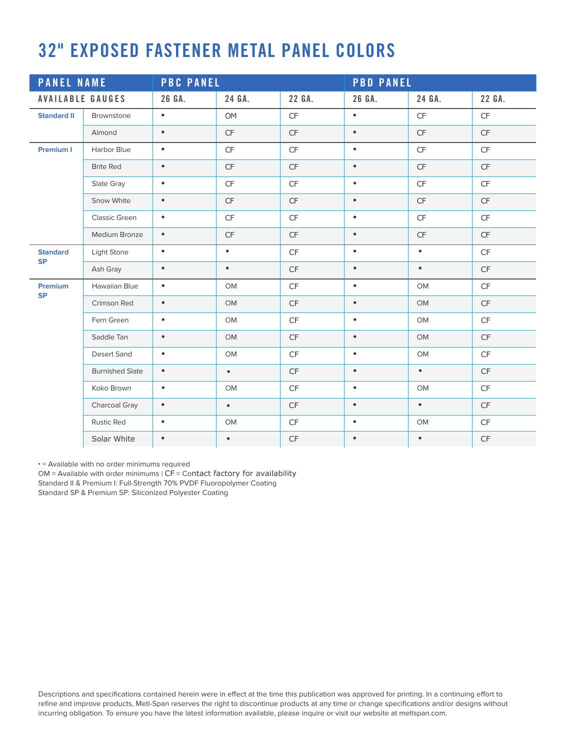# 32" EXPOSED FASTENER METAL PANEL COLORS

| PANEL NAME | | PBC PANEL | | | PBD PANEL | | |
|---|---|---|---|---|---|---|---|
| AVAILABLE GAUGES | | 26 GA. | 24 GA. | 22 GA. | 26 GA. | 24 GA. | 22 GA. |
| **Standard II** | Brownstone | • | OM | CF | • | CF | CF |
| | Almond | • | CF | CF | • | CF | CF |
| **Premium I** | Harbor Blue | • | CF | CF | • | CF | CF |
| | Brite Red | • | CF | CF | • | CF | CF |
| | Slate Gray | • | CF | CF | • | CF | CF |
| | Snow White | • | CF | CF | • | CF | CF |
| | Classic Green | • | CF | CF | • | CF | CF |
| | Medium Bronze | • | CF | CF | • | CF | CF |
| **Standard SP** | Light Stone | • | • | CF | • | • | CF |
| | Ash Gray | • | • | CF | • | • | CF |
| **Premium SP** | Hawaiian Blue | • | OM | CF | • | OM | CF |
| | Crimson Red | • | OM | CF | • | OM | CF |
| | Fern Green | • | OM | CF | • | OM | CF |
| | Saddle Tan | • | OM | CF | • | OM | CF |
| | Desert Sand | • | OM | CF | • | OM | CF |
| | Burnished Slate | • | • | CF | • | • | CF |
| | Koko Brown | • | OM | CF | • | OM | CF |
| | Charcoal Gray | • | • | CF | • | • | CF |
| | Rustic Red | • | OM | CF | • | OM | CF |
| | Solar White | • | • | CF | • | • | CF |

• = Available with no order minimums required
OM = Available with order minimums | CF = Contact factory for availability
Standard II & Premium I: Full-Strength 70% PVDF Fluoropolymer Coating
Standard SP & Premium SP: Siliconized Polyester Coating

Descriptions and specifications contained herein were in effect at the time this publication was approved for printing. In a continuing effort to refine and improve products, Metl-Span reserves the right to discontinue products at any time or change specifications and/or designs without incurring obligation. To ensure you have the latest information available, please inquire or visit our website at metlspan.com.